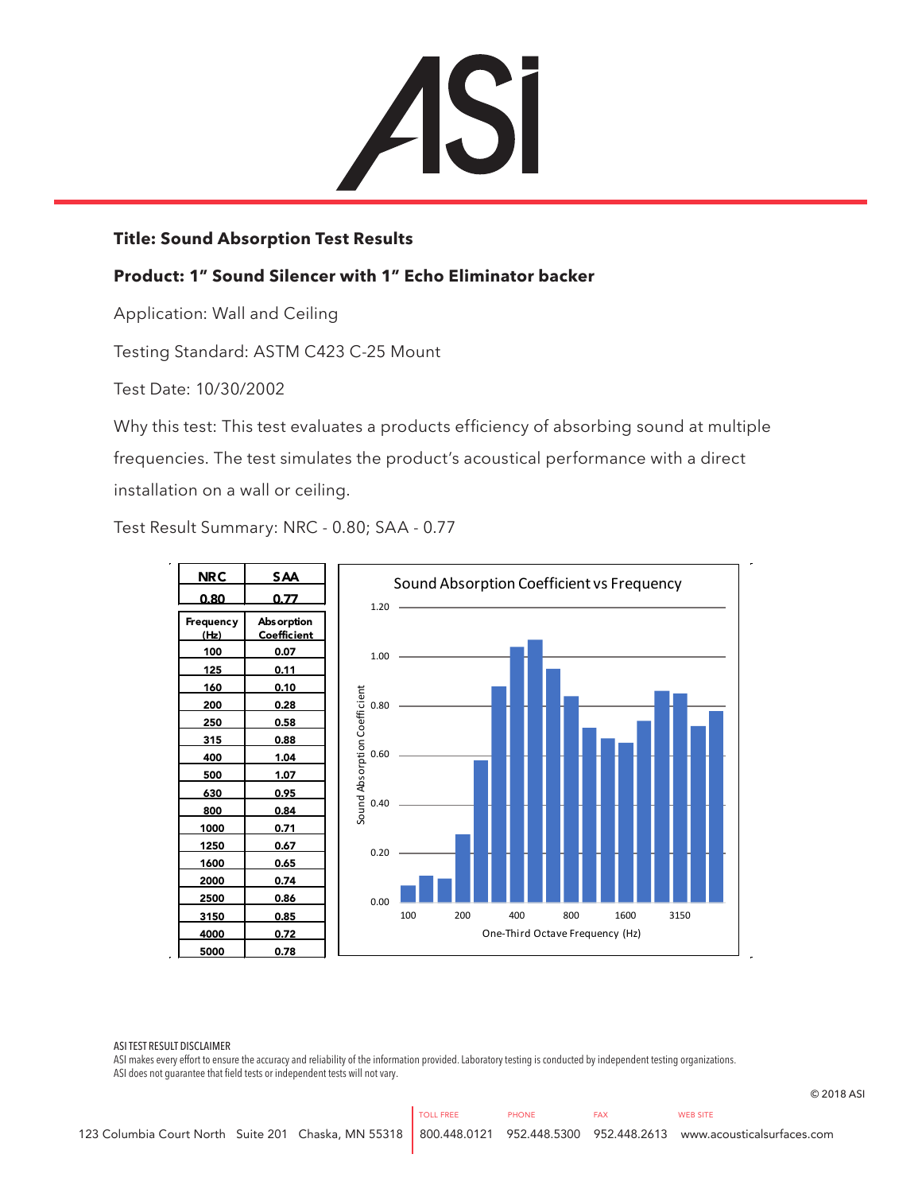ASI

**Title: Sound Absorption Test Results**

**Product: 1" Sound Silencer with 1" Echo Eliminator backer**

Application: Wall and Ceiling

Testing Standard: ASTM C423 C-25 Mount

Test Date: 10/30/2002

Why this test: This test evaluates a products efficiency of absorbing sound at multiple frequencies. The test simulates the product's acoustical performance with a direct installation on a wall or ceiling.

Test Result Summary: NRC - 0.80; SAA - 0.77

| NRC | SAA |
|---|---|
| 0.80 | 0.77 |

| Frequency (Hz) | Absorption Coefficient |
|---|---|
| 100 | 0.07 |
| 125 | 0.11 |
| 160 | 0.10 |
| 200 | 0.28 |
| 250 | 0.58 |
| 315 | 0.88 |
| 400 | 1.04 |
| 500 | 1.07 |
| 630 | 0.95 |
| 800 | 0.84 |
| 1000 | 0.71 |
| 1250 | 0.67 |
| 1600 | 0.65 |
| 2000 | 0.74 |
| 2500 | 0.86 |
| 3150 | 0.85 |
| 4000 | 0.72 |
| 5000 | 0.78 |

Sound Absorption Coefficient vs Frequency

ASI TEST RESULT DISCLAIMER
ASI makes every effort to ensure the accuracy and reliability of the information provided. Laboratory testing is conducted by independent testing organizations. ASI does not guarantee that field tests or independent tests will not vary.

© 2018 ASI

123 Columbia Court North Suite 201 Chaska, MN 55318 | TOLL FREE 800.448.0121 | PHONE 952.448.5300 | FAX 952.448.2613 | WEB SITE www.acousticalsurfaces.com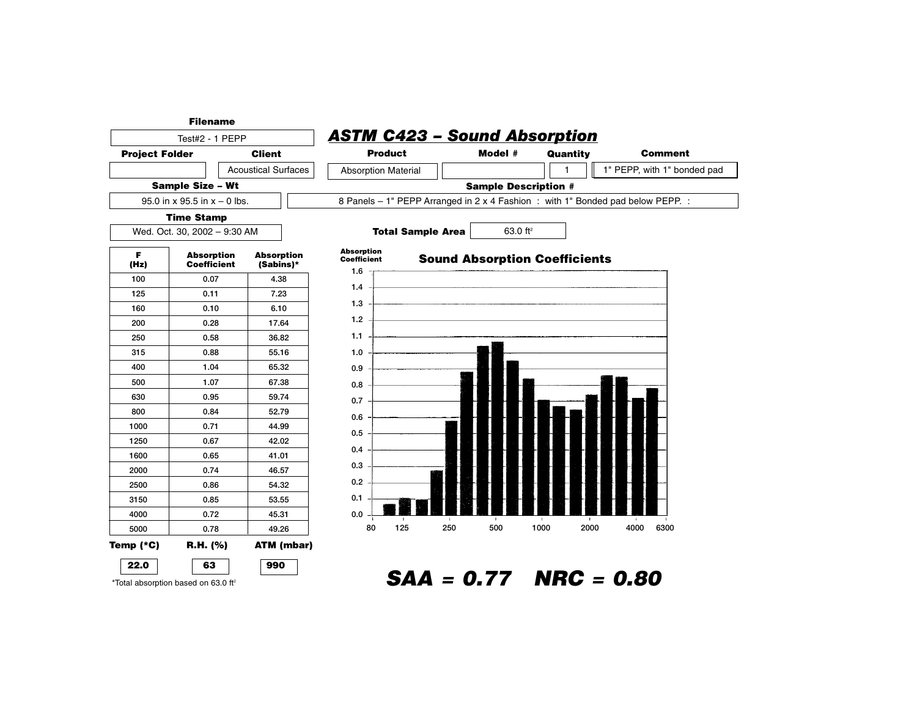## ASTM C423 – Sound Absorption

| Filename | |
|---|---|
| Test#2 - 1 PEPP | |

| Project Folder | Client | Product | Model # | Quantity | Comment |
|---|---|---|---|---|---|
| | Acoustical Surfaces | Absorption Material | | 1 | 1" PEPP, with 1" bonded pad |

| Sample Size – Wt | Sample Description # |
|---|---|
| 95.0 in x 95.5 in x – 0 lbs. | 8 Panels – 1" PEPP Arranged in 2 x 4 Fashion : with 1" Bonded pad below PEPP. : |

| Time Stamp | |
|---|---|
| Wed. Oct. 30, 2002 – 9:30 AM | |

**Total Sample Area** 63.0 ft²

| F (Hz) | Absorption Coefficient | Absorption (Sabins)* |
|---|---|---|
| 100 | 0.07 | 4.38 |
| 125 | 0.11 | 7.23 |
| 160 | 0.10 | 6.10 |
| 200 | 0.28 | 17.64 |
| 250 | 0.58 | 36.82 |
| 315 | 0.88 | 55.16 |
| 400 | 1.04 | 65.32 |
| 500 | 1.07 | 67.38 |
| 630 | 0.95 | 59.74 |
| 800 | 0.84 | 52.79 |
| 1000 | 0.71 | 44.99 |
| 1250 | 0.67 | 42.02 |
| 1600 | 0.65 | 41.01 |
| 2000 | 0.74 | 46.57 |
| 2500 | 0.86 | 54.32 |
| 3150 | 0.85 | 53.55 |
| 4000 | 0.72 | 45.31 |
| 5000 | 0.78 | 49.26 |

| Temp (*C) | R.H. (%) | ATM (mbar) |
|---|---|---|
| 22.0 | 63 | 990 |

*Total absorption based on 63.0 ft²

**Sound Absorption Coefficients**

Absorption Coefficient

1.6
1.4
1.3
1.2
1.1
1.0
0.9
0.8
0.7
0.6
0.5
0.4
0.3
0.2
0.1
0.0

80 125 250 500 1000 2000 4000 6300

## *SAA = 0.77 NRC = 0.80*